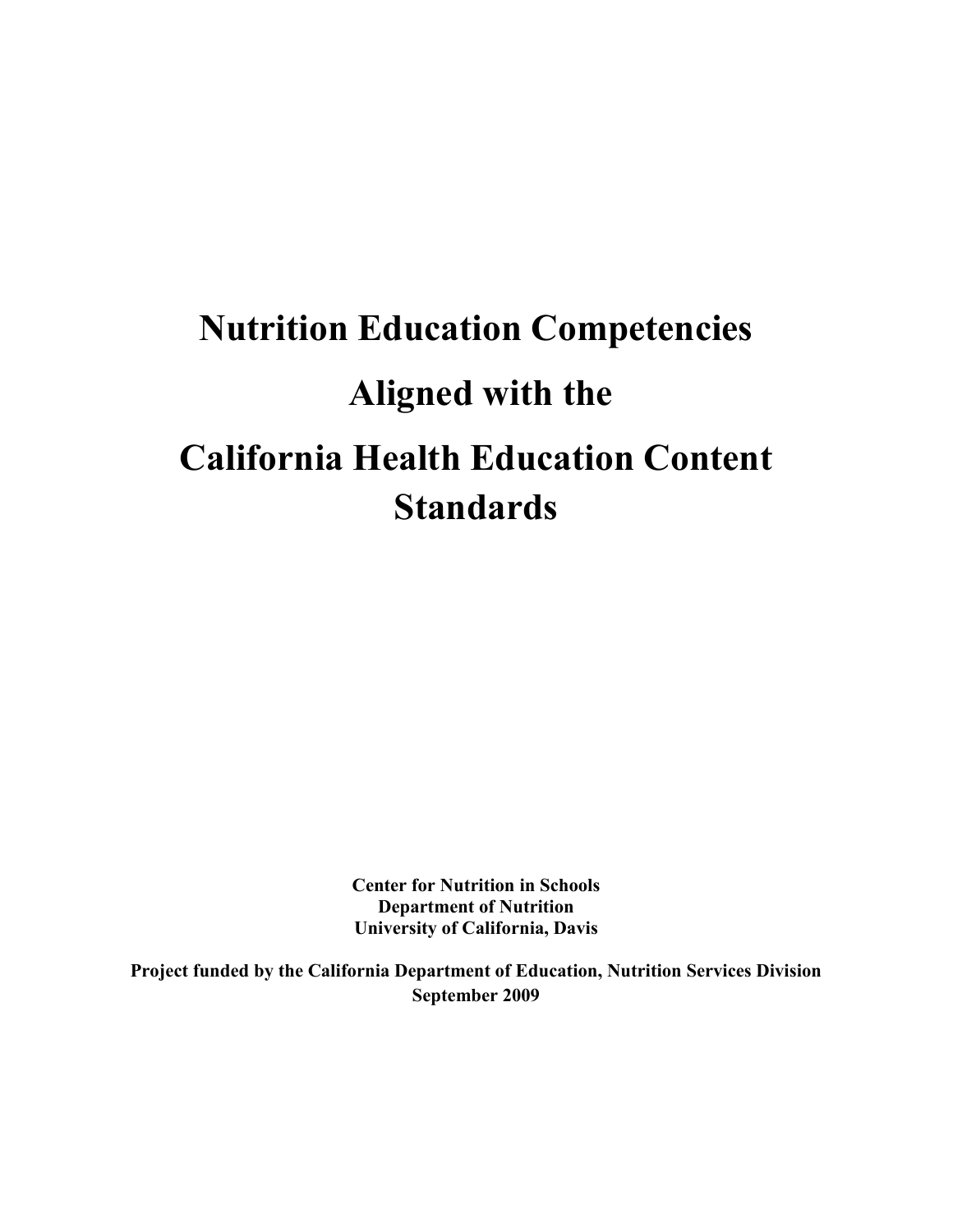# Nutrition Education Competencies Aligned with the California Health Education Content Standards

**Center for Nutrition in Schools**
**Department of Nutrition**
**University of California, Davis**

**Project funded by the California Department of Education, Nutrition Services Division**
**September 2009**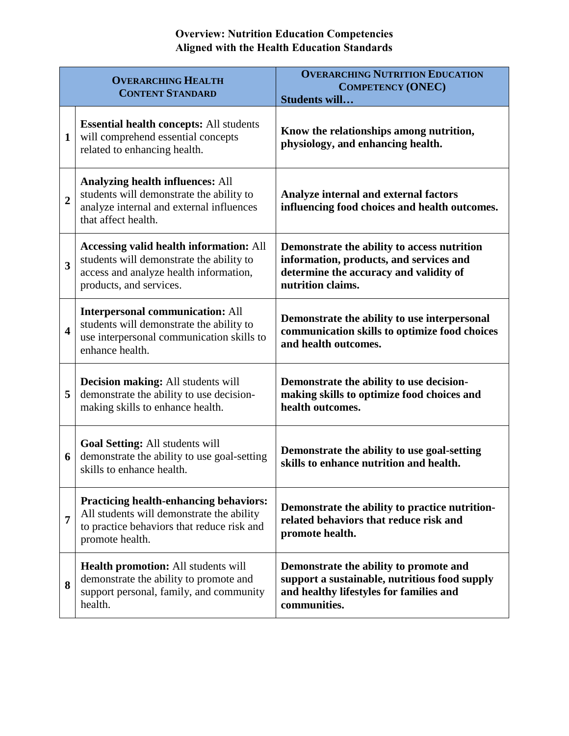# Overview: Nutrition Education Competencies Aligned with the Health Education Standards

| | Overarching Health Content Standard | Overarching Nutrition Education Competency (ONEC) Students will… |
|---|---|---|
| 1 | **Essential health concepts:** All students will comprehend essential concepts related to enhancing health. | **Know the relationships among nutrition, physiology, and enhancing health.** |
| 2 | **Analyzing health influences:** All students will demonstrate the ability to analyze internal and external influences that affect health. | **Analyze internal and external factors influencing food choices and health outcomes.** |
| 3 | **Accessing valid health information:** All students will demonstrate the ability to access and analyze health information, products, and services. | **Demonstrate the ability to access nutrition information, products, and services and determine the accuracy and validity of nutrition claims.** |
| 4 | **Interpersonal communication:** All students will demonstrate the ability to use interpersonal communication skills to enhance health. | **Demonstrate the ability to use interpersonal communication skills to optimize food choices and health outcomes.** |
| 5 | **Decision making:** All students will demonstrate the ability to use decision-making skills to enhance health. | **Demonstrate the ability to use decision-making skills to optimize food choices and health outcomes.** |
| 6 | **Goal Setting:** All students will demonstrate the ability to use goal-setting skills to enhance health. | **Demonstrate the ability to use goal-setting skills to enhance nutrition and health.** |
| 7 | **Practicing health-enhancing behaviors:** All students will demonstrate the ability to practice behaviors that reduce risk and promote health. | **Demonstrate the ability to practice nutrition-related behaviors that reduce risk and promote health.** |
| 8 | **Health promotion:** All students will demonstrate the ability to promote and support personal, family, and community health. | **Demonstrate the ability to promote and support a sustainable, nutritious food supply and healthy lifestyles for families and communities.** |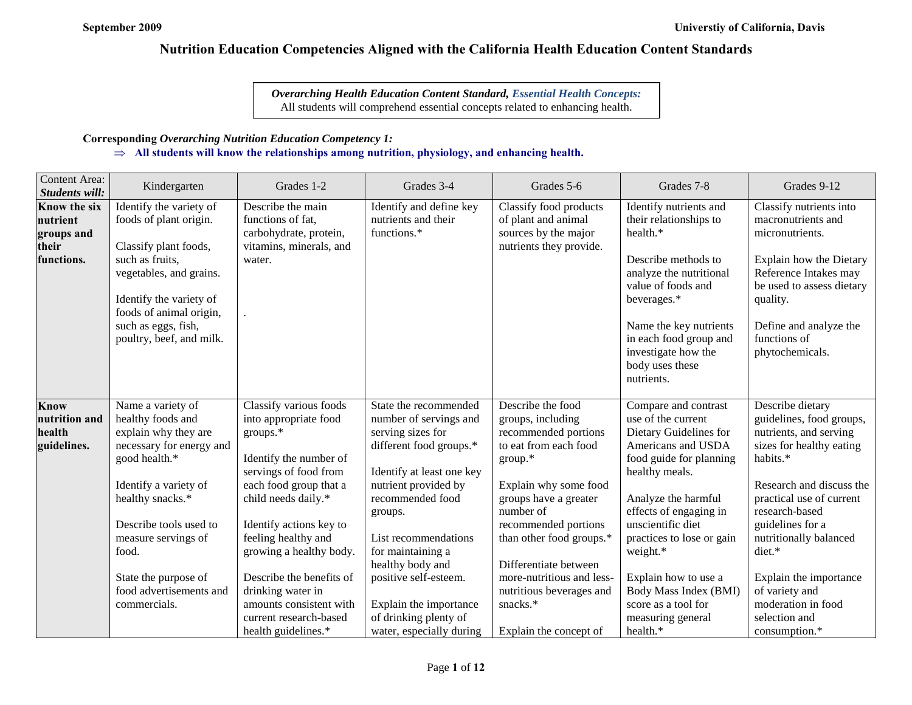# Nutrition Education Competencies Aligned with the California Health Education Content Standards

> ***Overarching Health Education Content Standard, Essential Health Concepts:***
> All students will comprehend essential concepts related to enhancing health.

**Corresponding *Overarching Nutrition Education Competency 1:***

⇒ **All students will know the relationships among nutrition, physiology, and enhancing health.**

| Content Area: ***Students will:*** | Kindergarten | Grades 1-2 | Grades 3-4 | Grades 5-6 | Grades 7-8 | Grades 9-12 |
|---|---|---|---|---|---|---|
| **Know the six nutrient groups and their functions.** | Identify the variety of foods of plant origin.<br><br>Classify plant foods, such as fruits, vegetables, and grains.<br><br>Identify the variety of foods of animal origin, such as eggs, fish, poultry, beef, and milk. | Describe the main functions of fat, carbohydrate, protein, vitamins, minerals, and water.<br><br>. | Identify and define key nutrients and their functions.* | Classify food products of plant and animal sources by the major nutrients they provide. | Identify nutrients and their relationships to health.*<br><br>Describe methods to analyze the nutritional value of foods and beverages.*<br><br>Name the key nutrients in each food group and investigate how the body uses these nutrients. | Classify nutrients into macronutrients and micronutrients.<br><br>Explain how the Dietary Reference Intakes may be used to assess dietary quality.<br><br>Define and analyze the functions of phytochemicals. |
| **Know nutrition and health guidelines.** | Name a variety of healthy foods and explain why they are necessary for energy and good health.*<br><br>Identify a variety of healthy snacks.*<br><br>Describe tools used to measure servings of food.<br><br>State the purpose of food advertisements and commercials. | Classify various foods into appropriate food groups.*<br><br>Identify the number of servings of food from each food group that a child needs daily.*<br><br>Identify actions key to feeling healthy and growing a healthy body.<br><br>Describe the benefits of drinking water in amounts consistent with current research-based health guidelines.* | State the recommended number of servings and serving sizes for different food groups.*<br><br>Identify at least one key nutrient provided by recommended food groups.<br><br>List recommendations for maintaining a healthy body and positive self-esteem.<br><br>Explain the importance of drinking plenty of water, especially during | Describe the food groups, including recommended portions to eat from each food group.*<br><br>Explain why some food groups have a greater number of recommended portions than other food groups.*<br><br>Differentiate between more-nutritious and less-nutritious beverages and snacks.*<br><br>Explain the concept of | Compare and contrast use of the current Dietary Guidelines for Americans and USDA food guide for planning healthy meals.<br><br>Analyze the harmful effects of engaging in unscientific diet practices to lose or gain weight.*<br><br>Explain how to use a Body Mass Index (BMI) score as a tool for measuring general health.* | Describe dietary guidelines, food groups, nutrients, and serving sizes for healthy eating habits.*<br><br>Research and discuss the practical use of current research-based guidelines for a nutritionally balanced diet.*<br><br>Explain the importance of variety and moderation in food selection and consumption.* |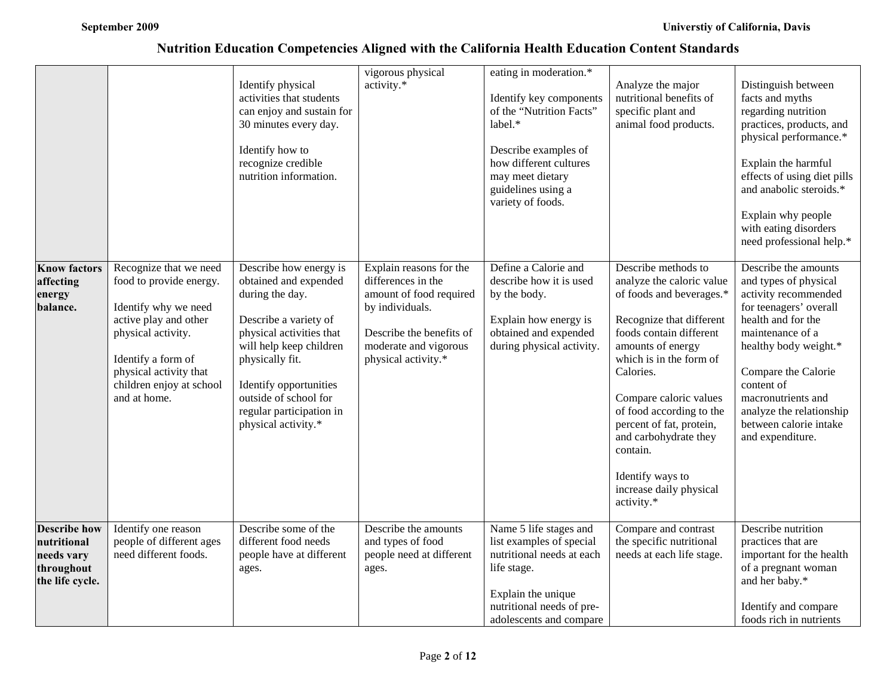# Nutrition Education Competencies Aligned with the California Health Education Content Standards

| | | | | | | |
|---|---|---|---|---|---|---|
| | | Identify physical activities that students can enjoy and sustain for 30 minutes every day.<br><br>Identify how to recognize credible nutrition information. | vigorous physical activity.* | eating in moderation.*<br><br>Identify key components of the "Nutrition Facts" label.*<br><br>Describe examples of how different cultures may meet dietary guidelines using a variety of foods. | Analyze the major nutritional benefits of specific plant and animal food products. | Distinguish between facts and myths regarding nutrition practices, products, and physical performance.*<br><br>Explain the harmful effects of using diet pills and anabolic steroids.*<br><br>Explain why people with eating disorders need professional help.* |
| **Know factors affecting energy balance.** | Recognize that we need food to provide energy.<br><br>Identify why we need active play and other physical activity.<br><br>Identify a form of physical activity that children enjoy at school and at home. | Describe how energy is obtained and expended during the day.<br><br>Describe a variety of physical activities that will help keep children physically fit.<br><br>Identify opportunities outside of school for regular participation in physical activity.* | Explain reasons for the differences in the amount of food required by individuals.<br><br>Describe the benefits of moderate and vigorous physical activity.* | Define a Calorie and describe how it is used by the body.<br><br>Explain how energy is obtained and expended during physical activity. | Describe methods to analyze the caloric value of foods and beverages.*<br><br>Recognize that different foods contain different amounts of energy which is in the form of Calories.<br><br>Compare caloric values of food according to the percent of fat, protein, and carbohydrate they contain.<br><br>Identify ways to increase daily physical activity.* | Describe the amounts and types of physical activity recommended for teenagers' overall health and for the maintenance of a healthy body weight.*<br><br>Compare the Calorie content of macronutrients and analyze the relationship between calorie intake and expenditure. |
| **Describe how nutritional needs vary throughout the life cycle.** | Identify one reason people of different ages need different foods. | Describe some of the different food needs people have at different ages. | Describe the amounts and types of food people need at different ages. | Name 5 life stages and list examples of special nutritional needs at each life stage.<br><br>Explain the unique nutritional needs of pre-adolescents and compare | Compare and contrast the specific nutritional needs at each life stage. | Describe nutrition practices that are important for the health of a pregnant woman and her baby.*<br><br>Identify and compare foods rich in nutrients |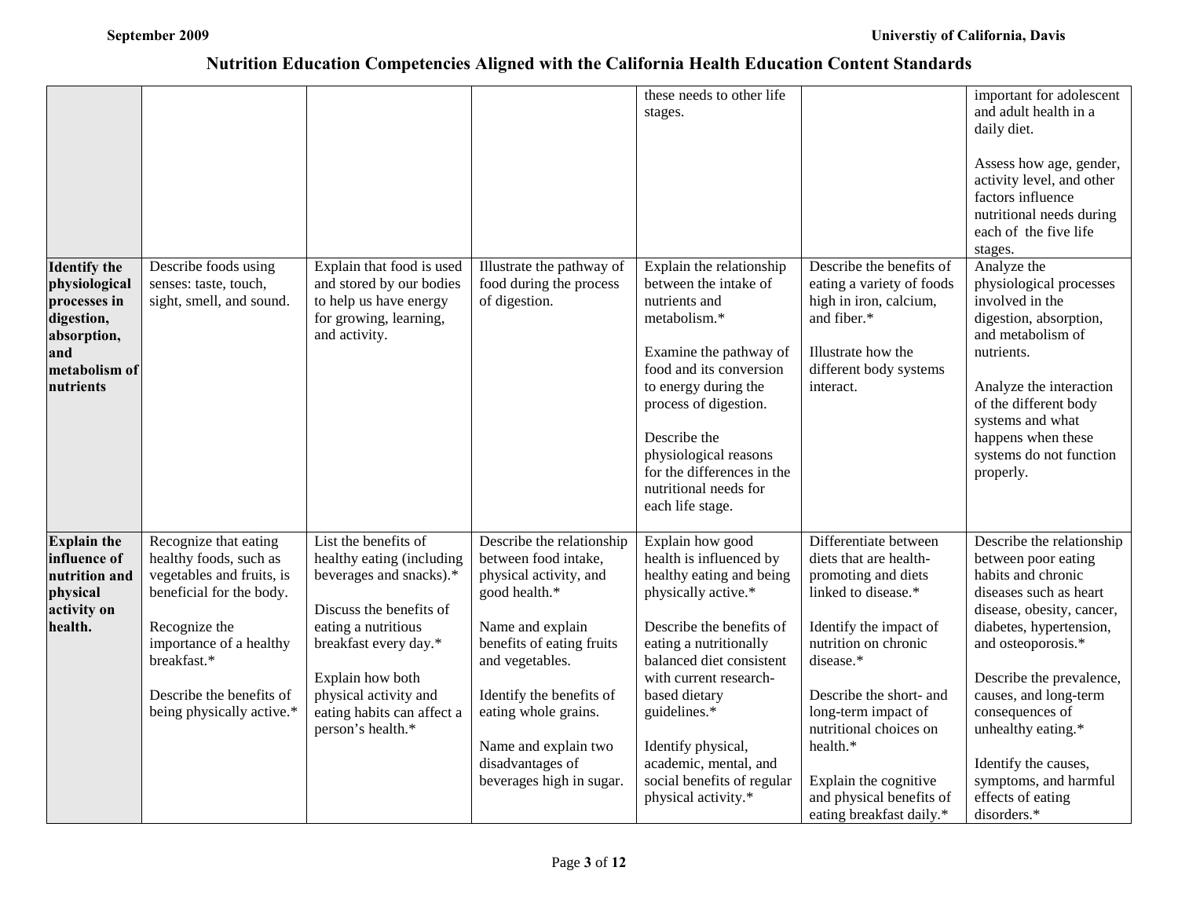## Nutrition Education Competencies Aligned with the California Health Education Content Standards

| | | | | | | |
|---|---|---|---|---|---|---|
| | | | | these needs to other life stages. | | important for adolescent and adult health in a daily diet.<br><br>Assess how age, gender, activity level, and other factors influence nutritional needs during each of the five life stages. |
| **Identify the physiological processes in digestion, absorption, and metabolism of nutrients** | Describe foods using senses: taste, touch, sight, smell, and sound. | Explain that food is used and stored by our bodies to help us have energy for growing, learning, and activity. | Illustrate the pathway of food during the process of digestion. | Explain the relationship between the intake of nutrients and metabolism.*<br><br>Examine the pathway of food and its conversion to energy during the process of digestion.<br><br>Describe the physiological reasons for the differences in the nutritional needs for each life stage. | Describe the benefits of eating a variety of foods high in iron, calcium, and fiber.*<br><br>Illustrate how the different body systems interact. | Analyze the physiological processes involved in the digestion, absorption, and metabolism of nutrients.<br><br>Analyze the interaction of the different body systems and what happens when these systems do not function properly. |
| **Explain the influence of nutrition and physical activity on health.** | Recognize that eating healthy foods, such as vegetables and fruits, is beneficial for the body.<br><br>Recognize the importance of a healthy breakfast.*<br><br>Describe the benefits of being physically active.* | List the benefits of healthy eating (including beverages and snacks).*<br><br>Discuss the benefits of eating a nutritious breakfast every day.*<br><br>Explain how both physical activity and eating habits can affect a person's health.* | Describe the relationship between food intake, physical activity, and good health.*<br><br>Name and explain benefits of eating fruits and vegetables.<br><br>Identify the benefits of eating whole grains.<br><br>Name and explain two disadvantages of beverages high in sugar. | Explain how good health is influenced by healthy eating and being physically active.*<br><br>Describe the benefits of eating a nutritionally balanced diet consistent with current research-based dietary guidelines.*<br><br>Identify physical, academic, mental, and social benefits of regular physical activity.* | Differentiate between diets that are health-promoting and diets linked to disease.*<br><br>Identify the impact of nutrition on chronic disease.*<br><br>Describe the short- and long-term impact of nutritional choices on health.*<br><br>Explain the cognitive and physical benefits of eating breakfast daily.* | Describe the relationship between poor eating habits and chronic diseases such as heart disease, obesity, cancer, diabetes, hypertension, and osteoporosis.*<br><br>Describe the prevalence, causes, and long-term consequences of unhealthy eating.*<br><br>Identify the causes, symptoms, and harmful effects of eating disorders.* |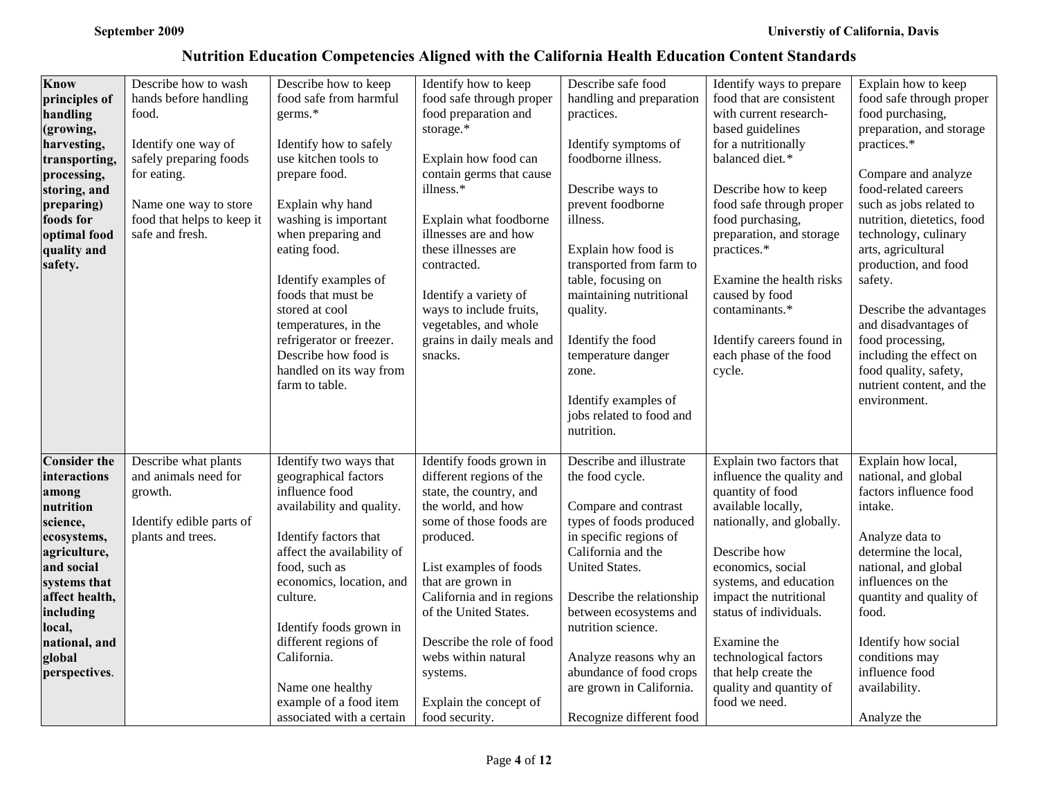## Nutrition Education Competencies Aligned with the California Health Education Content Standards

| | | | | | | |
|---|---|---|---|---|---|---|
| **Know principles of handling (growing, harvesting, transporting, processing, storing, and preparing) foods for optimal food quality and safety.** | Describe how to wash hands before handling food.<br><br>Identify one way of safely preparing foods for eating.<br><br>Name one way to store food that helps to keep it safe and fresh. | Describe how to keep food safe from harmful germs.*<br><br>Identify how to safely use kitchen tools to prepare food.<br><br>Explain why hand washing is important when preparing and eating food.<br><br>Identify examples of foods that must be stored at cool temperatures, in the refrigerator or freezer. Describe how food is handled on its way from farm to table. | Identify how to keep food safe through proper food preparation and storage.*<br><br>Explain how food can contain germs that cause illness.*<br><br>Explain what foodborne illnesses are and how these illnesses are contracted.<br><br>Identify a variety of ways to include fruits, vegetables, and whole grains in daily meals and snacks. | Describe safe food handling and preparation practices.<br><br>Identify symptoms of foodborne illness.<br><br>Describe ways to prevent foodborne illness.<br><br>Explain how food is transported from farm to table, focusing on maintaining nutritional quality.<br><br>Identify the food temperature danger zone.<br><br>Identify examples of jobs related to food and nutrition. | Identify ways to prepare food that are consistent with current research-based guidelines for a nutritionally balanced diet.*<br><br>Describe how to keep food safe through proper food purchasing, preparation, and storage practices.*<br><br>Examine the health risks caused by food contaminants.*<br><br>Identify careers found in each phase of the food cycle. | Explain how to keep food safe through proper food purchasing, preparation, and storage practices.*<br><br>Compare and analyze food-related careers such as jobs related to nutrition, dietetics, food technology, culinary arts, agricultural production, and food safety.<br><br>Describe the advantages and disadvantages of food processing, including the effect on food quality, safety, nutrient content, and the environment. |
| **Consider the interactions among nutrition science, ecosystems, agriculture, and social systems that affect health, including local, national, and global perspectives.** | Describe what plants and animals need for growth.<br><br>Identify edible parts of plants and trees. | Identify two ways that geographical factors influence food availability and quality.<br><br>Identify factors that affect the availability of food, such as economics, location, and culture.<br><br>Identify foods grown in different regions of California.<br><br>Name one healthy example of a food item associated with a certain | Identify foods grown in different regions of the state, the country, and the world, and how some of those foods are produced.<br><br>List examples of foods that are grown in California and in regions of the United States.<br><br>Describe the role of food webs within natural systems.<br><br>Explain the concept of food security. | Describe and illustrate the food cycle.<br><br>Compare and contrast types of foods produced in specific regions of California and the United States.<br><br>Describe the relationship between ecosystems and nutrition science.<br><br>Analyze reasons why an abundance of food crops are grown in California.<br><br>Recognize different food | Explain two factors that influence the quality and quantity of food available locally, nationally, and globally.<br><br>Describe how economics, social systems, and education impact the nutritional status of individuals.<br><br>Examine the technological factors that help create the quality and quantity of food we need. | Explain how local, national, and global factors influence food intake.<br><br>Analyze data to determine the local, national, and global influences on the quantity and quality of food.<br><br>Identify how social conditions may influence food availability.<br><br>Analyze the |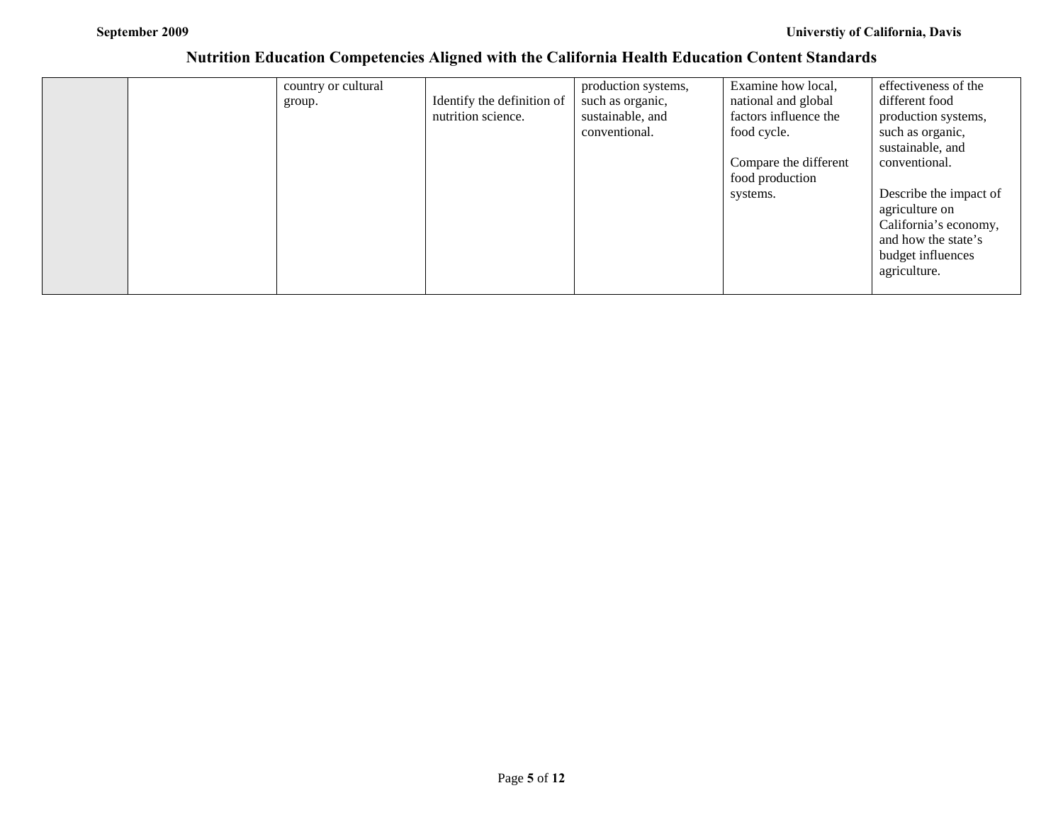# Nutrition Education Competencies Aligned with the California Health Education Content Standards

| | | | | | | |
|---|---|---|---|---|---|---|
| | | country or cultural group. | Identify the definition of nutrition science. | production systems, such as organic, sustainable, and conventional. | Examine how local, national and global factors influence the food cycle.<br><br>Compare the different food production systems. | effectiveness of the different food production systems, such as organic, sustainable, and conventional.<br><br>Describe the impact of agriculture on California's economy, and how the state's budget influences agriculture. |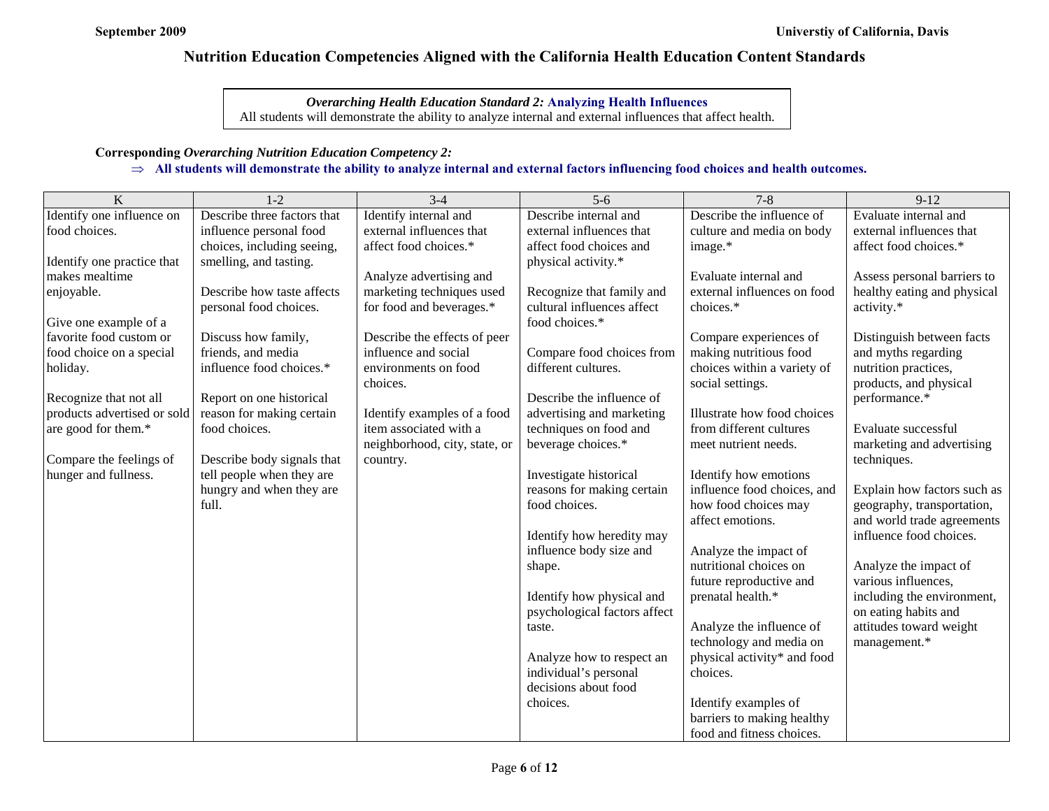# Nutrition Education Competencies Aligned with the California Health Education Content Standards

***Overarching Health Education Standard 2:* Analyzing Health Influences**
All students will demonstrate the ability to analyze internal and external influences that affect health.

**Corresponding *Overarching Nutrition Education Competency 2:***

⇒ **All students will demonstrate the ability to analyze internal and external factors influencing food choices and health outcomes.**

| K | 1-2 | 3-4 | 5-6 | 7-8 | 9-12 |
|---|---|---|---|---|---|
| Identify one influence on food choices.<br><br>Identify one practice that makes mealtime enjoyable.<br><br>Give one example of a favorite food custom or food choice on a special holiday.<br><br>Recognize that not all products advertised or sold are good for them.*<br><br>Compare the feelings of hunger and fullness. | Describe three factors that influence personal food choices, including seeing, smelling, and tasting.<br><br>Describe how taste affects personal food choices.<br><br>Discuss how family, friends, and media influence food choices.*<br><br>Report on one historical reason for making certain food choices.<br><br>Describe body signals that tell people when they are hungry and when they are full. | Identify internal and external influences that affect food choices.*<br><br>Analyze advertising and marketing techniques used for food and beverages.*<br><br>Describe the effects of peer influence and social environments on food choices.<br><br>Identify examples of a food item associated with a neighborhood, city, state, or country. | Describe internal and external influences that affect food choices and physical activity.*<br><br>Recognize that family and cultural influences affect food choices.*<br><br>Compare food choices from different cultures.<br><br>Describe the influence of advertising and marketing techniques on food and beverage choices.*<br><br>Investigate historical reasons for making certain food choices.<br><br>Identify how heredity may influence body size and shape.<br><br>Identify how physical and psychological factors affect taste.<br><br>Analyze how to respect an individual's personal decisions about food choices. | Describe the influence of culture and media on body image.*<br><br>Evaluate internal and external influences on food choices.*<br><br>Compare experiences of making nutritious food choices within a variety of social settings.<br><br>Illustrate how food choices from different cultures meet nutrient needs.<br><br>Identify how emotions influence food choices, and how food choices may affect emotions.<br><br>Analyze the impact of nutritional choices on future reproductive and prenatal health.*<br><br>Analyze the influence of technology and media on physical activity* and food choices.<br><br>Identify examples of barriers to making healthy food and fitness choices. | Evaluate internal and external influences that affect food choices.*<br><br>Assess personal barriers to healthy eating and physical activity.*<br><br>Distinguish between facts and myths regarding nutrition practices, products, and physical performance.*<br><br>Evaluate successful marketing and advertising techniques.<br><br>Explain how factors such as geography, transportation, and world trade agreements influence food choices.<br><br>Analyze the impact of various influences, including the environment, on eating habits and attitudes toward weight management.* |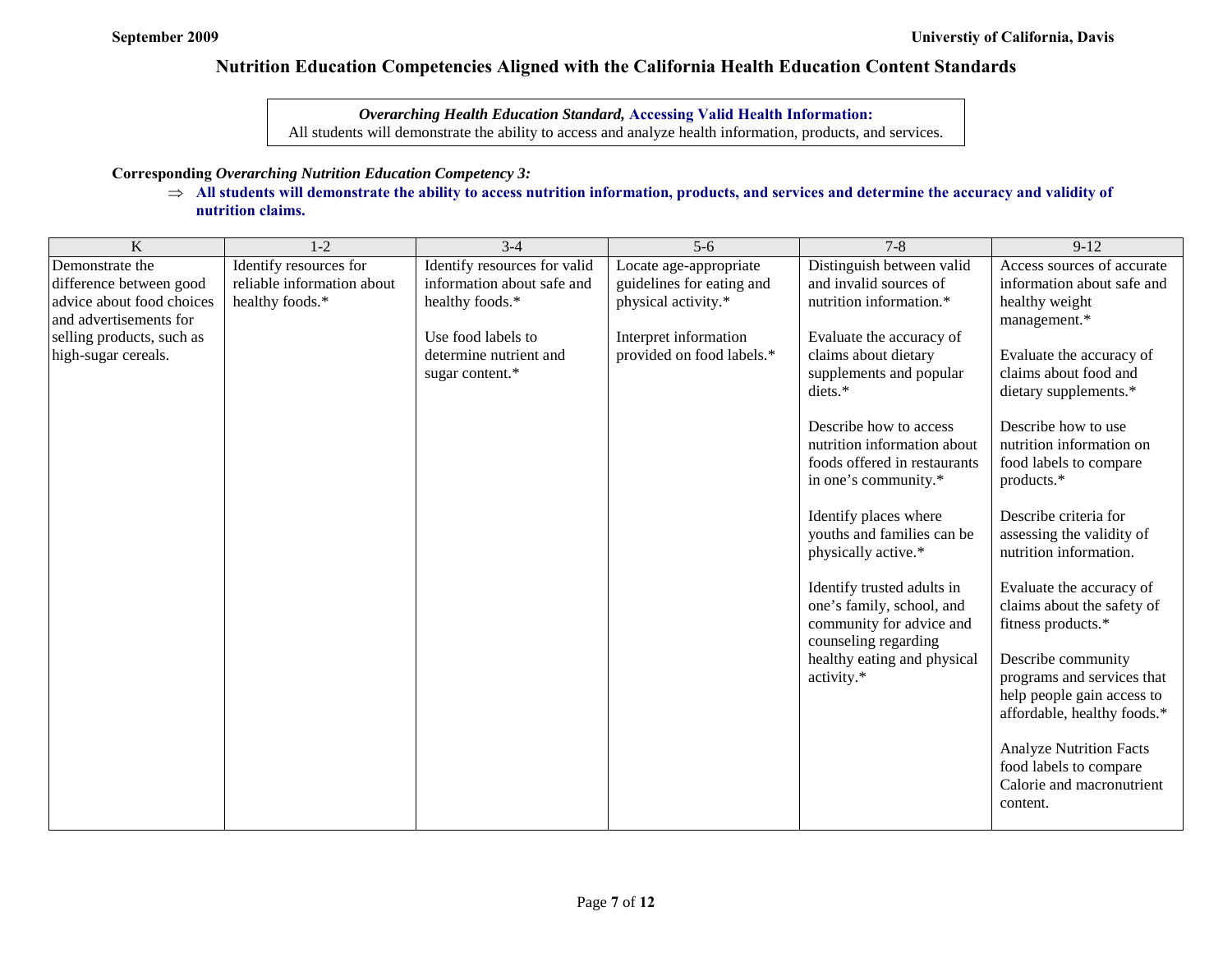# Nutrition Education Competencies Aligned with the California Health Education Content Standards

***Overarching Health Education Standard,* Accessing Valid Health Information:**
All students will demonstrate the ability to access and analyze health information, products, and services.

**Corresponding *Overarching Nutrition Education Competency 3:***

⇒ **All students will demonstrate the ability to access nutrition information, products, and services and determine the accuracy and validity of nutrition claims.**

| K | 1-2 | 3-4 | 5-6 | 7-8 | 9-12 |
|---|---|---|---|---|---|
| Demonstrate the difference between good advice about food choices and advertisements for selling products, such as high-sugar cereals. | Identify resources for reliable information about healthy foods.* | Identify resources for valid information about safe and healthy foods.*<br><br>Use food labels to determine nutrient and sugar content.* | Locate age-appropriate guidelines for eating and physical activity.*<br><br>Interpret information provided on food labels.* | Distinguish between valid and invalid sources of nutrition information.*<br><br>Evaluate the accuracy of claims about dietary supplements and popular diets.*<br><br>Describe how to access nutrition information about foods offered in restaurants in one's community.*<br><br>Identify places where youths and families can be physically active.*<br><br>Identify trusted adults in one's family, school, and community for advice and counseling regarding healthy eating and physical activity.* | Access sources of accurate information about safe and healthy weight management.*<br><br>Evaluate the accuracy of claims about food and dietary supplements.*<br><br>Describe how to use nutrition information on food labels to compare products.*<br><br>Describe criteria for assessing the validity of nutrition information.<br><br>Evaluate the accuracy of claims about the safety of fitness products.*<br><br>Describe community programs and services that help people gain access to affordable, healthy foods.*<br><br>Analyze Nutrition Facts food labels to compare Calorie and macronutrient content. |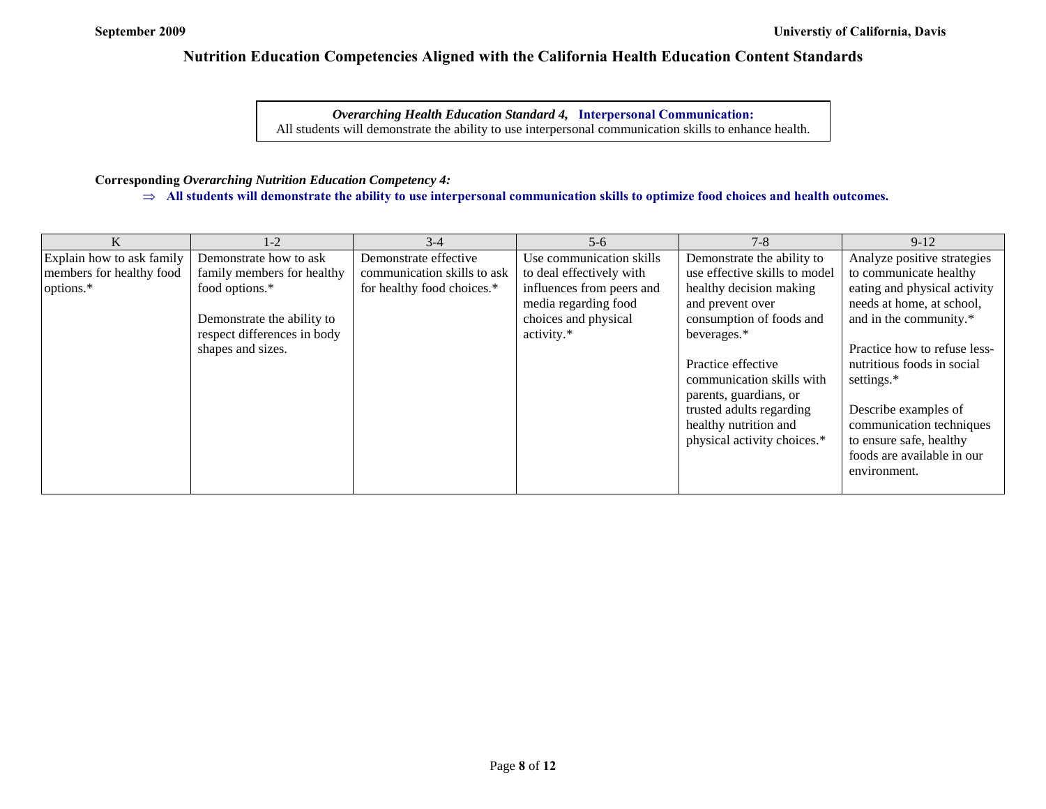## Nutrition Education Competencies Aligned with the California Health Education Content Standards

***Overarching Health Education Standard 4,* Interpersonal Communication:**
All students will demonstrate the ability to use interpersonal communication skills to enhance health.

**Corresponding *Overarching Nutrition Education Competency 4:***

⇒ **All students will demonstrate the ability to use interpersonal communication skills to optimize food choices and health outcomes.**

| K | 1-2 | 3-4 | 5-6 | 7-8 | 9-12 |
|---|---|---|---|---|---|
| Explain how to ask family members for healthy food options.* | Demonstrate how to ask family members for healthy food options.*<br><br>Demonstrate the ability to respect differences in body shapes and sizes. | Demonstrate effective communication skills to ask for healthy food choices.* | Use communication skills to deal effectively with influences from peers and media regarding food choices and physical activity.* | Demonstrate the ability to use effective skills to model healthy decision making and prevent over consumption of foods and beverages.*<br><br>Practice effective communication skills with parents, guardians, or trusted adults regarding healthy nutrition and physical activity choices.* | Analyze positive strategies to communicate healthy eating and physical activity needs at home, at school, and in the community.*<br><br>Practice how to refuse less-nutritious foods in social settings.*<br><br>Describe examples of communication techniques to ensure safe, healthy foods are available in our environment. |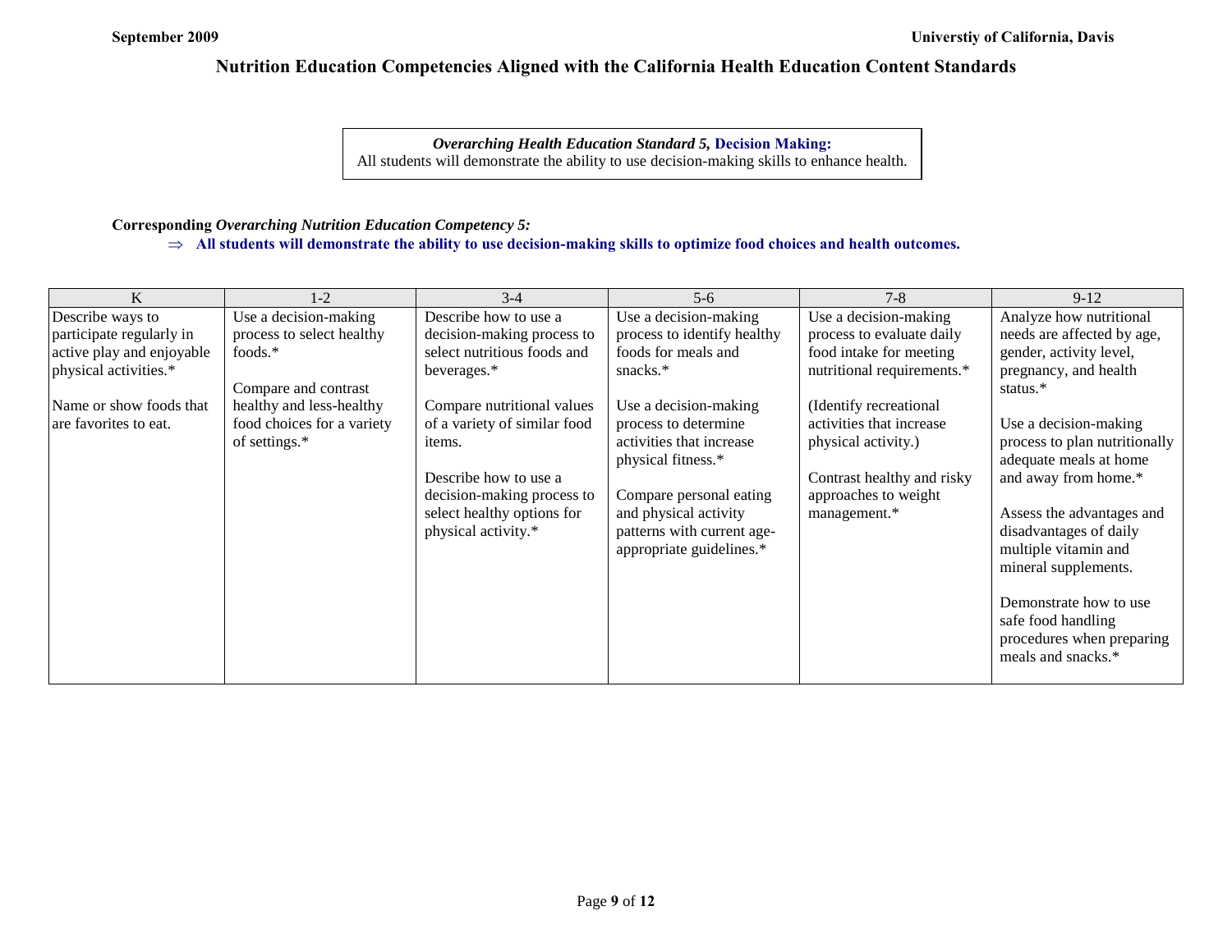# Nutrition Education Competencies Aligned with the California Health Education Content Standards

***Overarching Health Education Standard 5,* Decision Making:**
All students will demonstrate the ability to use decision-making skills to enhance health.

**Corresponding *Overarching Nutrition Education Competency 5:***

⇒ **All students will demonstrate the ability to use decision-making skills to optimize food choices and health outcomes.**

| K | 1-2 | 3-4 | 5-6 | 7-8 | 9-12 |
|---|---|---|---|---|---|
| Describe ways to participate regularly in active play and enjoyable physical activities.*<br><br>Name or show foods that are favorites to eat. | Use a decision-making process to select healthy foods.*<br><br>Compare and contrast healthy and less-healthy food choices for a variety of settings.* | Describe how to use a decision-making process to select nutritious foods and beverages.*<br><br>Compare nutritional values of a variety of similar food items.<br><br>Describe how to use a decision-making process to select healthy options for physical activity.* | Use a decision-making process to identify healthy foods for meals and snacks.*<br><br>Use a decision-making process to determine activities that increase physical fitness.*<br><br>Compare personal eating and physical activity patterns with current age-appropriate guidelines.* | Use a decision-making process to evaluate daily food intake for meeting nutritional requirements.*<br><br>(Identify recreational activities that increase physical activity.)<br><br>Contrast healthy and risky approaches to weight management.* | Analyze how nutritional needs are affected by age, gender, activity level, pregnancy, and health status.*<br><br>Use a decision-making process to plan nutritionally adequate meals at home and away from home.*<br><br>Assess the advantages and disadvantages of daily multiple vitamin and mineral supplements.<br><br>Demonstrate how to use safe food handling procedures when preparing meals and snacks.* |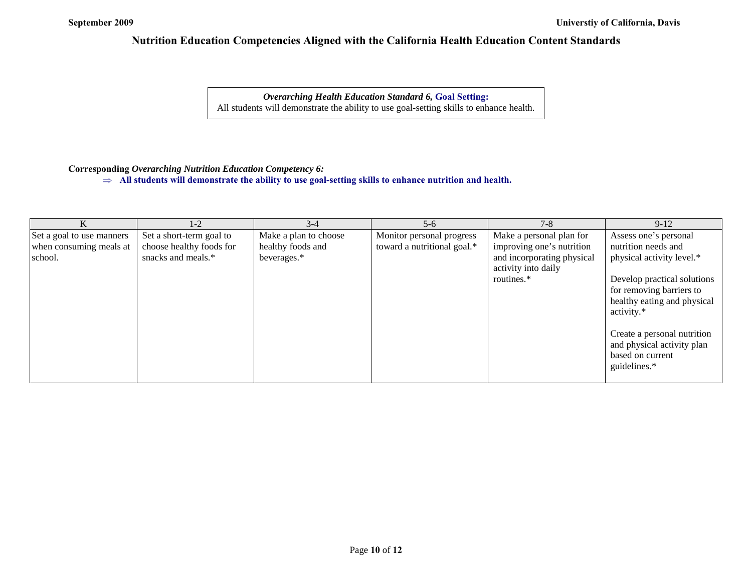## Nutrition Education Competencies Aligned with the California Health Education Content Standards

***Overarching Health Education Standard 6,* Goal Setting:**
All students will demonstrate the ability to use goal-setting skills to enhance health.

**Corresponding *Overarching Nutrition Education Competency 6:***

⇒ **All students will demonstrate the ability to use goal-setting skills to enhance nutrition and health.**

| K | 1-2 | 3-4 | 5-6 | 7-8 | 9-12 |
|---|---|---|---|---|---|
| Set a goal to use manners when consuming meals at school. | Set a short-term goal to choose healthy foods for snacks and meals.* | Make a plan to choose healthy foods and beverages.* | Monitor personal progress toward a nutritional goal.* | Make a personal plan for improving one's nutrition and incorporating physical activity into daily routines.* | Assess one's personal nutrition needs and physical activity level.*<br><br>Develop practical solutions for removing barriers to healthy eating and physical activity.*<br><br>Create a personal nutrition and physical activity plan based on current guidelines.* |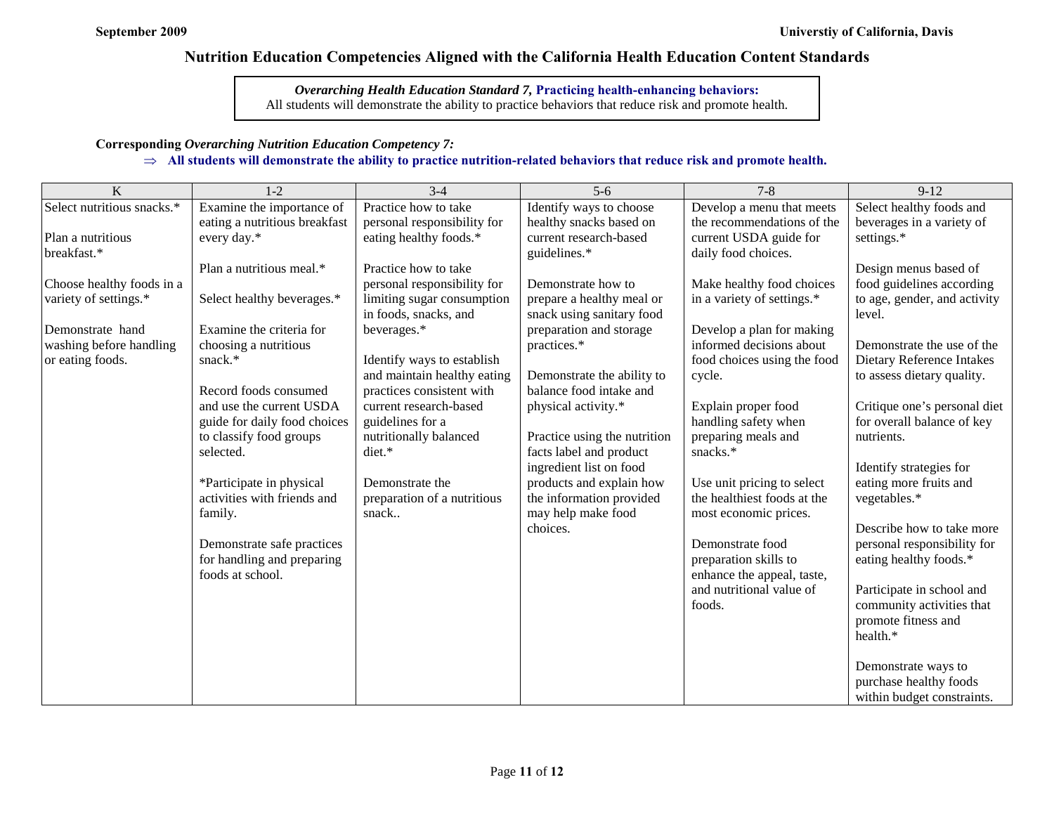# Nutrition Education Competencies Aligned with the California Health Education Content Standards

*Overarching Health Education Standard 7,* **Practicing health-enhancing behaviors:**
All students will demonstrate the ability to practice behaviors that reduce risk and promote health.

**Corresponding *Overarching Nutrition Education Competency 7:***

⇒ **All students will demonstrate the ability to practice nutrition-related behaviors that reduce risk and promote health.**

| K | 1-2 | 3-4 | 5-6 | 7-8 | 9-12 |
|---|---|---|---|---|---|
| Select nutritious snacks.*<br><br>Plan a nutritious breakfast.*<br><br>Choose healthy foods in a variety of settings.*<br><br>Demonstrate hand washing before handling or eating foods. | Examine the importance of eating a nutritious breakfast every day.*<br><br>Plan a nutritious meal.*<br><br>Select healthy beverages.*<br><br>Examine the criteria for choosing a nutritious snack.*<br><br>Record foods consumed and use the current USDA guide for daily food choices to classify food groups selected.<br><br>*Participate in physical activities with friends and family.<br><br>Demonstrate safe practices for handling and preparing foods at school. | Practice how to take personal responsibility for eating healthy foods.*<br><br>Practice how to take personal responsibility for limiting sugar consumption in foods, snacks, and beverages.*<br><br>Identify ways to establish and maintain healthy eating practices consistent with current research-based guidelines for a nutritionally balanced diet.*<br><br>Demonstrate the preparation of a nutritious snack.. | Identify ways to choose healthy snacks based on current research-based guidelines.*<br><br>Demonstrate how to prepare a healthy meal or snack using sanitary food preparation and storage practices.*<br><br>Demonstrate the ability to balance food intake and physical activity.*<br><br>Practice using the nutrition facts label and product ingredient list on food products and explain how the information provided may help make food choices. | Develop a menu that meets the recommendations of the current USDA guide for daily food choices.<br><br>Make healthy food choices in a variety of settings.*<br><br>Develop a plan for making informed decisions about food choices using the food cycle.<br><br>Explain proper food handling safety when preparing meals and snacks.*<br><br>Use unit pricing to select the healthiest foods at the most economic prices.<br><br>Demonstrate food preparation skills to enhance the appeal, taste, and nutritional value of foods. | Select healthy foods and beverages in a variety of settings.*<br><br>Design menus based of food guidelines according to age, gender, and activity level.<br><br>Demonstrate the use of the Dietary Reference Intakes to assess dietary quality.<br><br>Critique one's personal diet for overall balance of key nutrients.<br><br>Identify strategies for eating more fruits and vegetables.*<br><br>Describe how to take more personal responsibility for eating healthy foods.*<br><br>Participate in school and community activities that promote fitness and health.*<br><br>Demonstrate ways to purchase healthy foods within budget constraints. |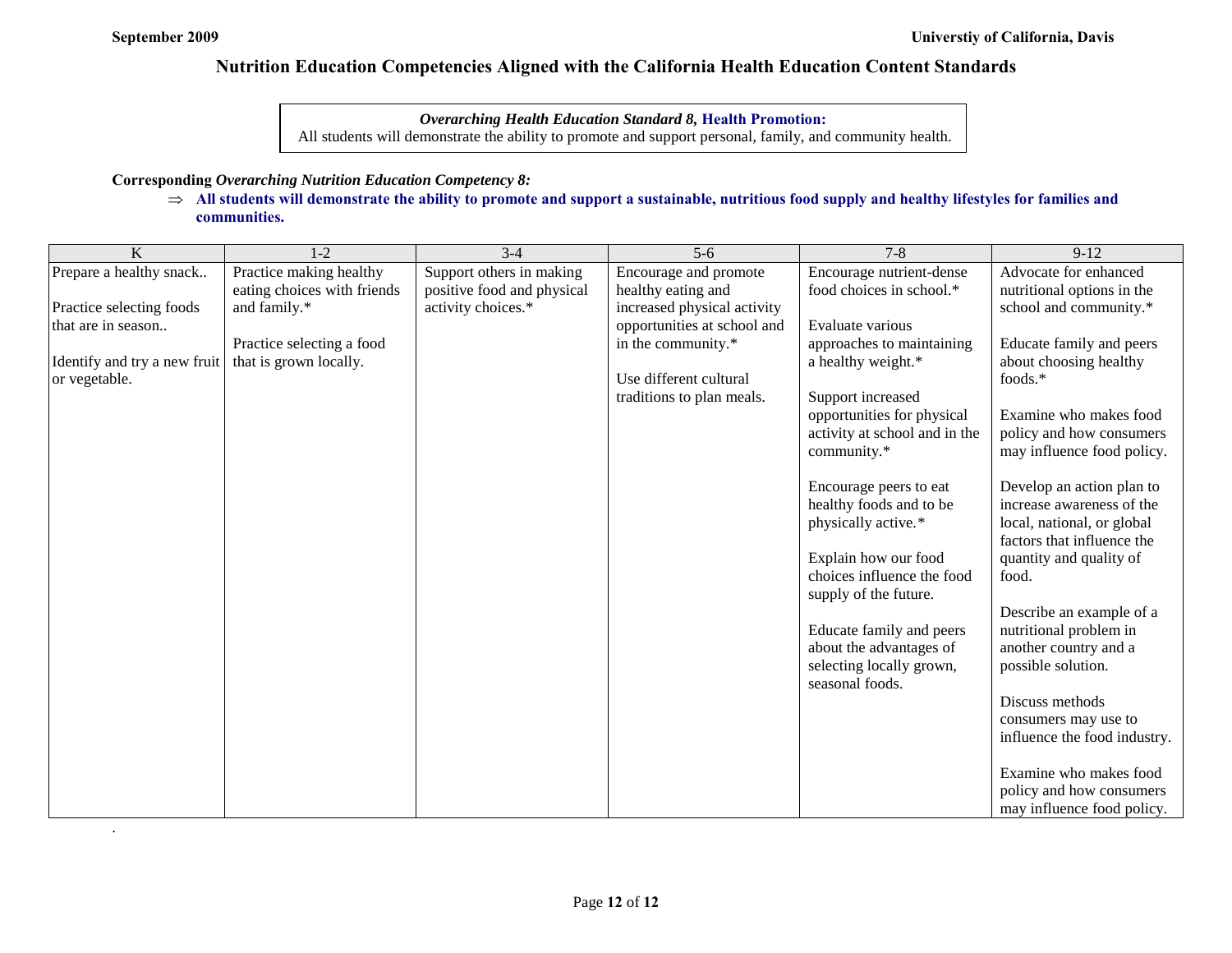# Nutrition Education Competencies Aligned with the California Health Education Content Standards

***Overarching Health Education Standard 8,* Health Promotion:**
All students will demonstrate the ability to promote and support personal, family, and community health.

**Corresponding *Overarching Nutrition Education Competency 8:***

⇒ **All students will demonstrate the ability to promote and support a sustainable, nutritious food supply and healthy lifestyles for families and communities.**

| K | 1-2 | 3-4 | 5-6 | 7-8 | 9-12 |
|---|---|---|---|---|---|
| Prepare a healthy snack..<br><br>Practice selecting foods that are in season..<br><br>Identify and try a new fruit or vegetable. | Practice making healthy eating choices with friends and family.*<br><br>Practice selecting a food that is grown locally. | Support others in making positive food and physical activity choices.* | Encourage and promote healthy eating and increased physical activity opportunities at school and in the community.*<br><br>Use different cultural traditions to plan meals. | Encourage nutrient-dense food choices in school.*<br><br>Evaluate various approaches to maintaining a healthy weight.*<br><br>Support increased opportunities for physical activity at school and in the community.*<br><br>Encourage peers to eat healthy foods and to be physically active.*<br><br>Explain how our food choices influence the food supply of the future.<br><br>Educate family and peers about the advantages of selecting locally grown, seasonal foods. | Advocate for enhanced nutritional options in the school and community.*<br><br>Educate family and peers about choosing healthy foods.*<br><br>Examine who makes food policy and how consumers may influence food policy.<br><br>Develop an action plan to increase awareness of the local, national, or global factors that influence the quantity and quality of food.<br><br>Describe an example of a nutritional problem in another country and a possible solution.<br><br>Discuss methods consumers may use to influence the food industry.<br><br>Examine who makes food policy and how consumers may influence food policy. |